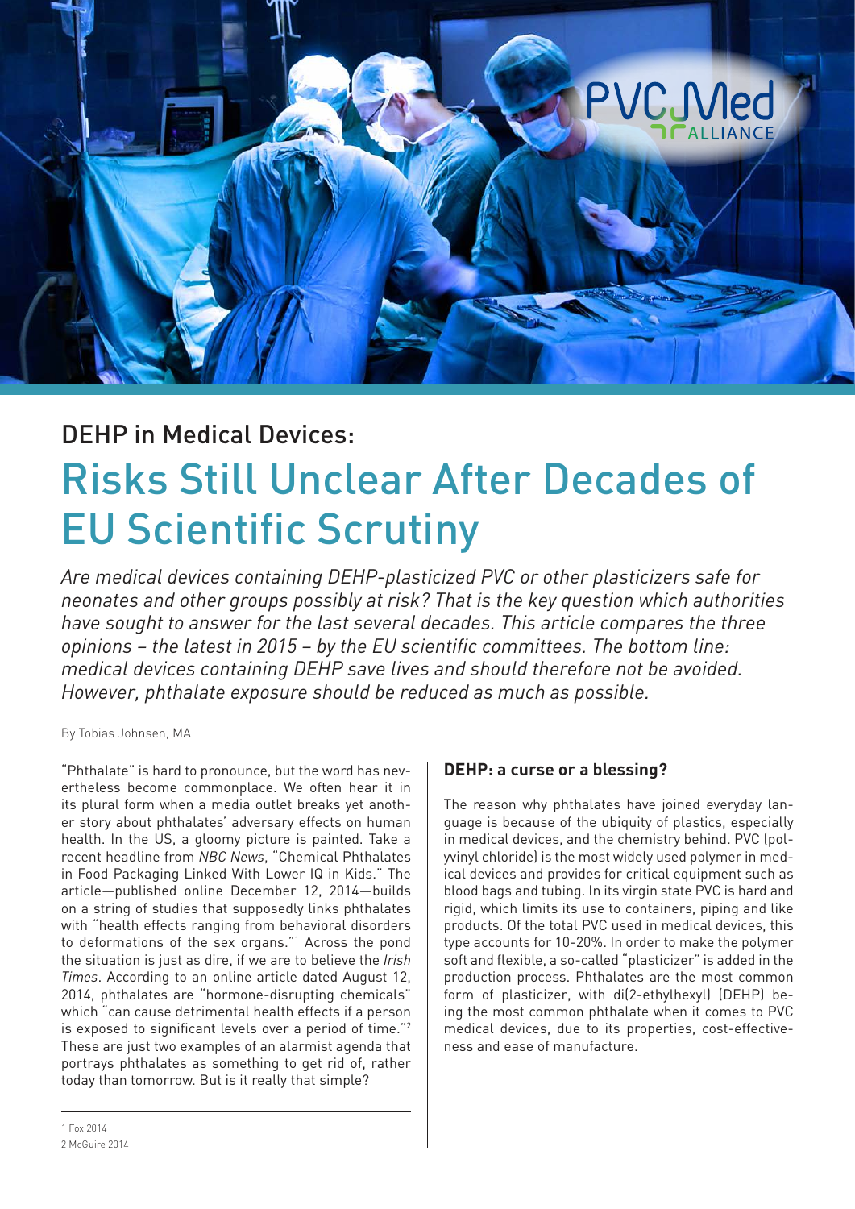PVC Med ALLIANCE

## DEHP in Medical Devices:

# Risks Still Unclear After Decades of EU Scientific Scrutiny

*Are medical devices containing DEHP-plasticized PVC or other plasticizers safe for neonates and other groups possibly at risk? That is the key question which authorities have sought to answer for the last several decades. This article compares the three opinions – the latest in 2015 – by the EU scientific committees. The bottom line: medical devices containing DEHP save lives and should therefore not be avoided. However, phthalate exposure should be reduced as much as possible.*

By Tobias Johnsen, MA

"Phthalate" is hard to pronounce, but the word has nevertheless become commonplace. We often hear it in its plural form when a media outlet breaks yet another story about phthalates' adversary effects on human health. In the US, a gloomy picture is painted. Take a recent headline from *NBC News*, "Chemical Phthalates in Food Packaging Linked With Lower IQ in Kids." The article—published online December 12, 2014—builds on a string of studies that supposedly links phthalates with "health effects ranging from behavioral disorders to deformations of the sex organs."[1] Across the pond the situation is just as dire, if we are to believe the *Irish Times*. According to an online article dated August 12, 2014, phthalates are "hormone-disrupting chemicals" which "can cause detrimental health effects if a person is exposed to significant levels over a period of time."[2] These are just two examples of an alarmist agenda that portrays phthalates as something to get rid of, rather today than tomorrow. But is it really that simple?

1 Fox 2014
2 McGuire 2014

### DEHP: a curse or a blessing?

The reason why phthalates have joined everyday language is because of the ubiquity of plastics, especially in medical devices, and the chemistry behind. PVC (polyvinyl chloride) is the most widely used polymer in medical devices and provides for critical equipment such as blood bags and tubing. In its virgin state PVC is hard and rigid, which limits its use to containers, piping and like products. Of the total PVC used in medical devices, this type accounts for 10-20%. In order to make the polymer soft and flexible, a so-called "plasticizer" is added in the production process. Phthalates are the most common form of plasticizer, with di(2-ethylhexyl) (DEHP) being the most common phthalate when it comes to PVC medical devices, due to its properties, cost-effectiveness and ease of manufacture.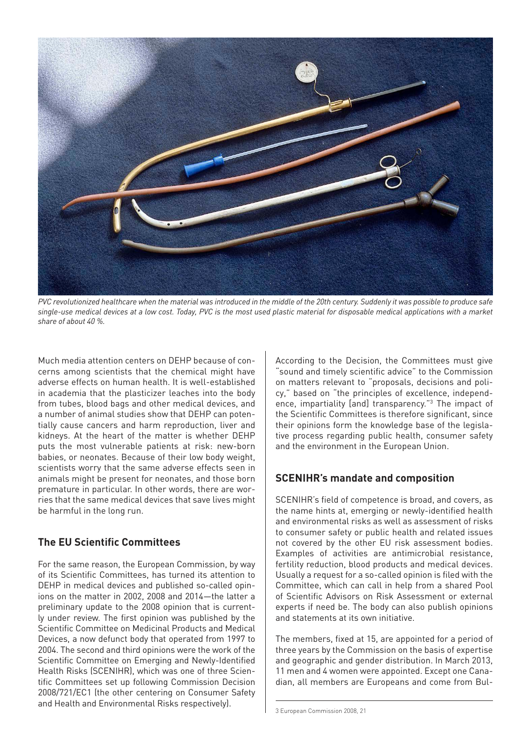*PVC revolutionized healthcare when the material was introduced in the middle of the 20th century. Suddenly it was possible to produce safe single-use medical devices at a low cost. Today, PVC is the most used plastic material for disposable medical applications with a market share of about 40 %.*

Much media attention centers on DEHP because of concerns among scientists that the chemical might have adverse effects on human health. It is well-established in academia that the plasticizer leaches into the body from tubes, blood bags and other medical devices, and a number of animal studies show that DEHP can potentially cause cancers and harm reproduction, liver and kidneys. At the heart of the matter is whether DEHP puts the most vulnerable patients at risk: new-born babies, or neonates. Because of their low body weight, scientists worry that the same adverse effects seen in animals might be present for neonates, and those born premature in particular. In other words, there are worries that the same medical devices that save lives might be harmful in the long run.

## The EU Scientific Committees

For the same reason, the European Commission, by way of its Scientific Committees, has turned its attention to DEHP in medical devices and published so-called opinions on the matter in 2002, 2008 and 2014—the latter a preliminary update to the 2008 opinion that is currently under review. The first opinion was published by the Scientific Committee on Medicinal Products and Medical Devices, a now defunct body that operated from 1997 to 2004. The second and third opinions were the work of the Scientific Committee on Emerging and Newly-Identified Health Risks (SCENIHR), which was one of three Scientific Committees set up following Commission Decision 2008/721/EC1 (the other centering on Consumer Safety and Health and Environmental Risks respectively).

According to the Decision, the Committees must give "sound and timely scientific advice" to the Commission on matters relevant to "proposals, decisions and policy," based on "the principles of excellence, independence, impartiality [and] transparency."[3] The impact of the Scientific Committees is therefore significant, since their opinions form the knowledge base of the legislative process regarding public health, consumer safety and the environment in the European Union.

## SCENIHR's mandate and composition

SCENIHR's field of competence is broad, and covers, as the name hints at, emerging or newly-identified health and environmental risks as well as assessment of risks to consumer safety or public health and related issues not covered by the other EU risk assessment bodies. Examples of activities are antimicrobial resistance, fertility reduction, blood products and medical devices. Usually a request for a so-called opinion is filed with the Committee, which can call in help from a shared Pool of Scientific Advisors on Risk Assessment or external experts if need be. The body can also publish opinions and statements at its own initiative.

The members, fixed at 15, are appointed for a period of three years by the Commission on the basis of expertise and geographic and gender distribution. In March 2013, 11 men and 4 women were appointed. Except one Canadian, all members are Europeans and come from Bul-

3 European Commission 2008, 21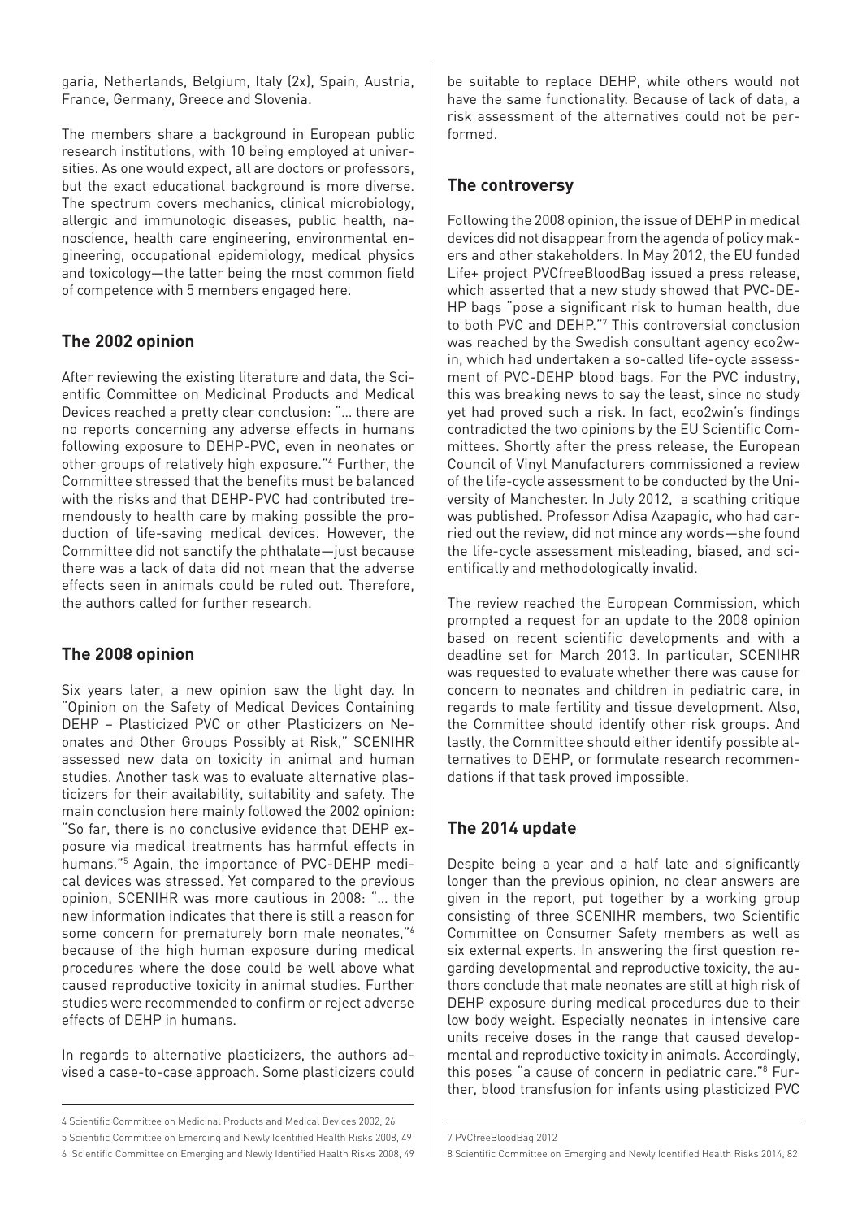garia, Netherlands, Belgium, Italy (2x), Spain, Austria, France, Germany, Greece and Slovenia.

The members share a background in European public research institutions, with 10 being employed at universities. As one would expect, all are doctors or professors, but the exact educational background is more diverse. The spectrum covers mechanics, clinical microbiology, allergic and immunologic diseases, public health, nanoscience, health care engineering, environmental engineering, occupational epidemiology, medical physics and toxicology—the latter being the most common field of competence with 5 members engaged here.

## The 2002 opinion

After reviewing the existing literature and data, the Scientific Committee on Medicinal Products and Medical Devices reached a pretty clear conclusion: "… there are no reports concerning any adverse effects in humans following exposure to DEHP-PVC, even in neonates or other groups of relatively high exposure."[4] Further, the Committee stressed that the benefits must be balanced with the risks and that DEHP-PVC had contributed tremendously to health care by making possible the production of life-saving medical devices. However, the Committee did not sanctify the phthalate—just because there was a lack of data did not mean that the adverse effects seen in animals could be ruled out. Therefore, the authors called for further research.

## The 2008 opinion

Six years later, a new opinion saw the light day. In "Opinion on the Safety of Medical Devices Containing DEHP – Plasticized PVC or other Plasticizers on Neonates and Other Groups Possibly at Risk," SCENIHR assessed new data on toxicity in animal and human studies. Another task was to evaluate alternative plasticizers for their availability, suitability and safety. The main conclusion here mainly followed the 2002 opinion: "So far, there is no conclusive evidence that DEHP exposure via medical treatments has harmful effects in humans."[5] Again, the importance of PVC-DEHP medical devices was stressed. Yet compared to the previous opinion, SCENIHR was more cautious in 2008: "… the new information indicates that there is still a reason for some concern for prematurely born male neonates,"[6] because of the high human exposure during medical procedures where the dose could be well above what caused reproductive toxicity in animal studies. Further studies were recommended to confirm or reject adverse effects of DEHP in humans.

In regards to alternative plasticizers, the authors advised a case-to-case approach. Some plasticizers could be suitable to replace DEHP, while others would not have the same functionality. Because of lack of data, a risk assessment of the alternatives could not be performed.

## The controversy

Following the 2008 opinion, the issue of DEHP in medical devices did not disappear from the agenda of policy makers and other stakeholders. In May 2012, the EU funded Life+ project PVCfreeBloodBag issued a press release, which asserted that a new study showed that PVC-DEHP bags "pose a significant risk to human health, due to both PVC and DEHP."[7] This controversial conclusion was reached by the Swedish consultant agency eco2win, which had undertaken a so-called life-cycle assessment of PVC-DEHP blood bags. For the PVC industry, this was breaking news to say the least, since no study yet had proved such a risk. In fact, eco2win's findings contradicted the two opinions by the EU Scientific Committees. Shortly after the press release, the European Council of Vinyl Manufacturers commissioned a review of the life-cycle assessment to be conducted by the University of Manchester. In July 2012, a scathing critique was published. Professor Adisa Azapagic, who had carried out the review, did not mince any words—she found the life-cycle assessment misleading, biased, and scientifically and methodologically invalid.

The review reached the European Commission, which prompted a request for an update to the 2008 opinion based on recent scientific developments and with a deadline set for March 2013. In particular, SCENIHR was requested to evaluate whether there was cause for concern to neonates and children in pediatric care, in regards to male fertility and tissue development. Also, the Committee should identify other risk groups. And lastly, the Committee should either identify possible alternatives to DEHP, or formulate research recommendations if that task proved impossible.

## The 2014 update

Despite being a year and a half late and significantly longer than the previous opinion, no clear answers are given in the report, put together by a working group consisting of three SCENIHR members, two Scientific Committee on Consumer Safety members as well as six external experts. In answering the first question regarding developmental and reproductive toxicity, the authors conclude that male neonates are still at high risk of DEHP exposure during medical procedures due to their low body weight. Especially neonates in intensive care units receive doses in the range that caused developmental and reproductive toxicity in animals. Accordingly, this poses "a cause of concern in pediatric care."[8] Further, blood transfusion for infants using plasticized PVC

4 Scientific Committee on Medicinal Products and Medical Devices 2002, 26

5 Scientific Committee on Emerging and Newly Identified Health Risks 2008, 49

6 Scientific Committee on Emerging and Newly Identified Health Risks 2008, 49

7 PVCfreeBloodBag 2012

8 Scientific Committee on Emerging and Newly Identified Health Risks 2014, 82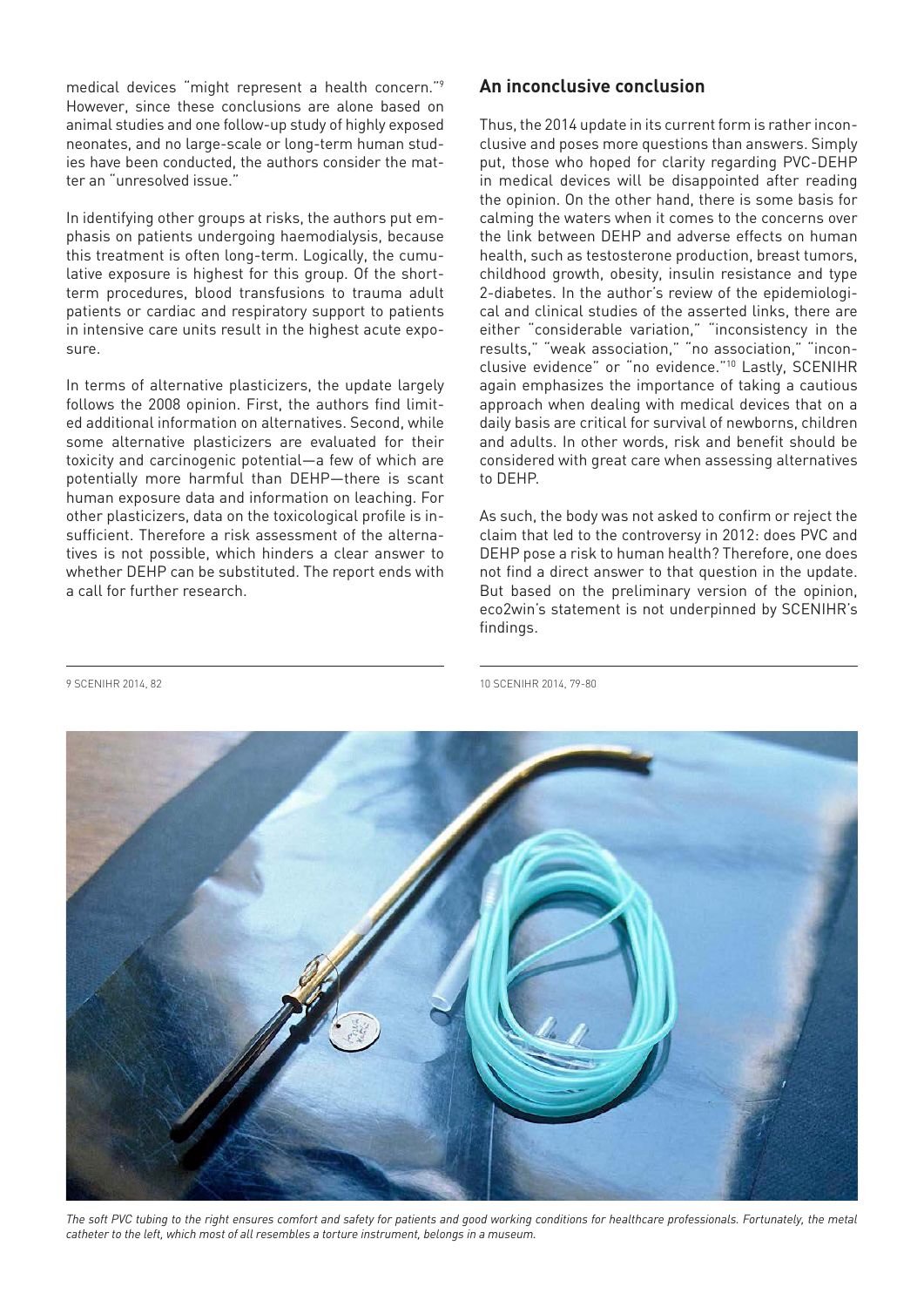medical devices "might represent a health concern."[9] However, since these conclusions are alone based on animal studies and one follow-up study of highly exposed neonates, and no large-scale or long-term human studies have been conducted, the authors consider the matter an "unresolved issue."

In identifying other groups at risks, the authors put emphasis on patients undergoing haemodialysis, because this treatment is often long-term. Logically, the cumulative exposure is highest for this group. Of the short-term procedures, blood transfusions to trauma adult patients or cardiac and respiratory support to patients in intensive care units result in the highest acute exposure.

In terms of alternative plasticizers, the update largely follows the 2008 opinion. First, the authors find limited additional information on alternatives. Second, while some alternative plasticizers are evaluated for their toxicity and carcinogenic potential—a few of which are potentially more harmful than DEHP—there is scant human exposure data and information on leaching. For other plasticizers, data on the toxicological profile is insufficient. Therefore a risk assessment of the alternatives is not possible, which hinders a clear answer to whether DEHP can be substituted. The report ends with a call for further research.

9 SCENIHR 2014, 82

## An inconclusive conclusion

Thus, the 2014 update in its current form is rather inconclusive and poses more questions than answers. Simply put, those who hoped for clarity regarding PVC-DEHP in medical devices will be disappointed after reading the opinion. On the other hand, there is some basis for calming the waters when it comes to the concerns over the link between DEHP and adverse effects on human health, such as testosterone production, breast tumors, childhood growth, obesity, insulin resistance and type 2-diabetes. In the author's review of the epidemiological and clinical studies of the asserted links, there are either "considerable variation," "inconsistency in the results," "weak association," "no association," "inconclusive evidence" or "no evidence."[10] Lastly, SCENIHR again emphasizes the importance of taking a cautious approach when dealing with medical devices that on a daily basis are critical for survival of newborns, children and adults. In other words, risk and benefit should be considered with great care when assessing alternatives to DEHP.

As such, the body was not asked to confirm or reject the claim that led to the controversy in 2012: does PVC and DEHP pose a risk to human health? Therefore, one does not find a direct answer to that question in the update. But based on the preliminary version of the opinion, eco2win's statement is not underpinned by SCENIHR's findings.

10 SCENIHR 2014, 79-80

*The soft PVC tubing to the right ensures comfort and safety for patients and good working conditions for healthcare professionals. Fortunately, the metal catheter to the left, which most of all resembles a torture instrument, belongs in a museum.*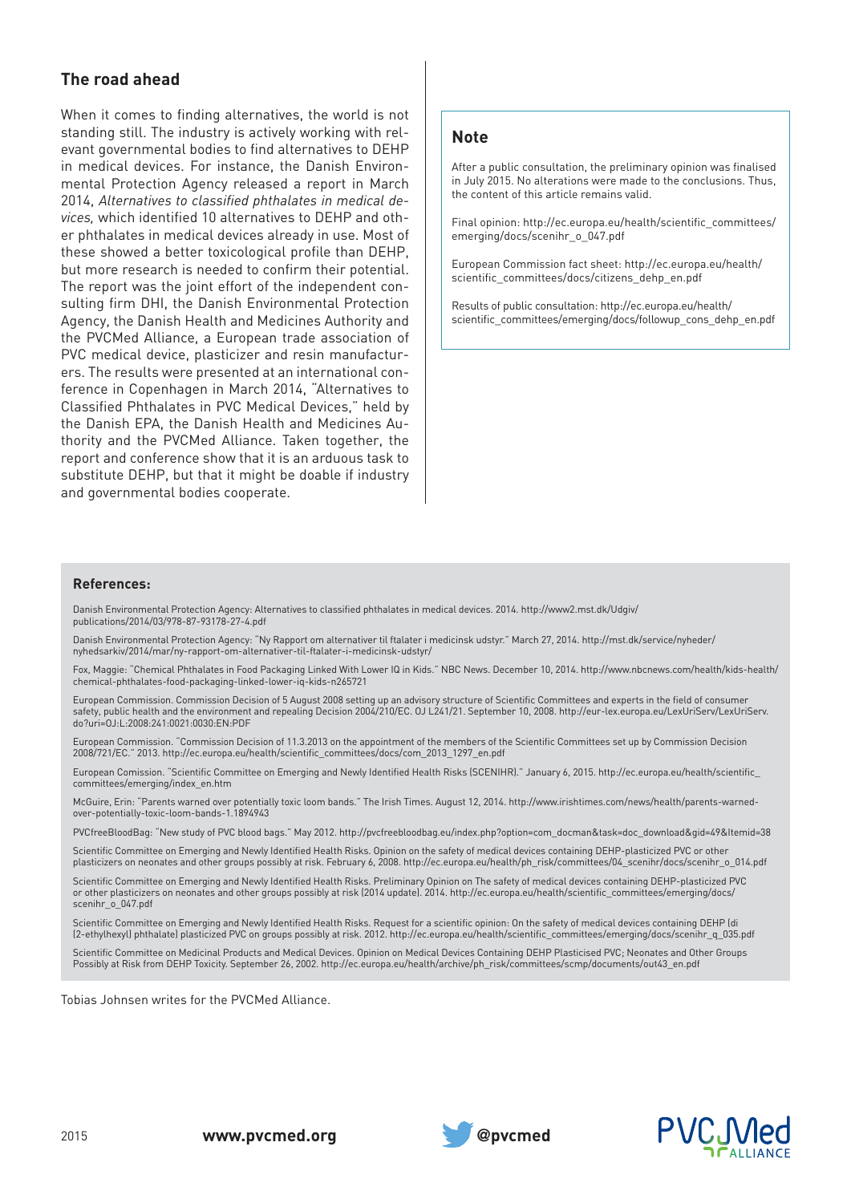## The road ahead

When it comes to finding alternatives, the world is not standing still. The industry is actively working with relevant governmental bodies to find alternatives to DEHP in medical devices. For instance, the Danish Environmental Protection Agency released a report in March 2014, *Alternatives to classified phthalates in medical devices,* which identified 10 alternatives to DEHP and other phthalates in medical devices already in use. Most of these showed a better toxicological profile than DEHP, but more research is needed to confirm their potential. The report was the joint effort of the independent consulting firm DHI, the Danish Environmental Protection Agency, the Danish Health and Medicines Authority and the PVCMed Alliance, a European trade association of PVC medical device, plasticizer and resin manufacturers. The results were presented at an international conference in Copenhagen in March 2014, "Alternatives to Classified Phthalates in PVC Medical Devices," held by the Danish EPA, the Danish Health and Medicines Authority and the PVCMed Alliance. Taken together, the report and conference show that it is an arduous task to substitute DEHP, but that it might be doable if industry and governmental bodies cooperate.

### Note

After a public consultation, the preliminary opinion was finalised in July 2015. No alterations were made to the conclusions. Thus, the content of this article remains valid.

Final opinion: http://ec.europa.eu/health/scientific_committees/emerging/docs/scenihr_o_047.pdf

European Commission fact sheet: http://ec.europa.eu/health/scientific_committees/docs/citizens_dehp_en.pdf

Results of public consultation: http://ec.europa.eu/health/scientific_committees/emerging/docs/followup_cons_dehp_en.pdf

### References:

Danish Environmental Protection Agency: Alternatives to classified phthalates in medical devices. 2014. http://www2.mst.dk/Udgiv/publications/2014/03/978-87-93178-27-4.pdf

Danish Environmental Protection Agency: "Ny Rapport om alternativer til ftalater i medicinsk udstyr." March 27, 2014. http://mst.dk/service/nyheder/nyhedsarkiv/2014/mar/ny-rapport-om-alternativer-til-ftalater-i-medicinsk-udstyr/

Fox, Maggie: "Chemical Phthalates in Food Packaging Linked With Lower IQ in Kids." NBC News. December 10, 2014. http://www.nbcnews.com/health/kids-health/chemical-phthalates-food-packaging-linked-lower-iq-kids-n265721

European Commission. Commission Decision of 5 August 2008 setting up an advisory structure of Scientific Committees and experts in the field of consumer safety, public health and the environment and repealing Decision 2004/210/EC. OJ L241/21. September 10, 2008. http://eur-lex.europa.eu/LexUriServ/LexUriServ.do?uri=OJ:L:2008:241:0021:0030:EN:PDF

European Commission. "Commission Decision of 11.3.2013 on the appointment of the members of the Scientific Committees set up by Commission Decision 2008/721/EC." 2013. http://ec.europa.eu/health/scientific_committees/docs/com_2013_1297_en.pdf

European Comission. "Scientific Committee on Emerging and Newly Identified Health Risks (SCENIHR)." January 6, 2015. http://ec.europa.eu/health/scientific_committees/emerging/index_en.htm

McGuire, Erin: "Parents warned over potentially toxic loom bands." The Irish Times. August 12, 2014. http://www.irishtimes.com/news/health/parents-warned-over-potentially-toxic-loom-bands-1.1894943

PVCfreeBloodBag: "New study of PVC blood bags." May 2012. http://pvcfreebloodbag.eu/index.php?option=com_docman&task=doc_download&gid=49&Itemid=38

Scientific Committee on Emerging and Newly Identified Health Risks. Opinion on the safety of medical devices containing DEHP-plasticized PVC or other plasticizers on neonates and other groups possibly at risk. February 6, 2008. http://ec.europa.eu/health/ph_risk/committees/04_scenihr/docs/scenihr_o_014.pdf

Scientific Committee on Emerging and Newly Identified Health Risks. Preliminary Opinion on The safety of medical devices containing DEHP-plasticized PVC or other plasticizers on neonates and other groups possibly at risk (2014 update). 2014. http://ec.europa.eu/health/scientific_committees/emerging/docs/scenihr_o_047.pdf

Scientific Committee on Emerging and Newly Identified Health Risks. Request for a scientific opinion: On the safety of medical devices containing DEHP (di (2-ethylhexyl) phthalate) plasticized PVC on groups possibly at risk. 2012. http://ec.europa.eu/health/scientific_committees/emerging/docs/scenihr_q_035.pdf

Scientific Committee on Medicinal Products and Medical Devices. Opinion on Medical Devices Containing DEHP Plasticised PVC; Neonates and Other Groups Possibly at Risk from DEHP Toxicity. September 26, 2002. http://ec.europa.eu/health/archive/ph_risk/committees/scmp/documents/out43_en.pdf

Tobias Johnsen writes for the PVCMed Alliance.